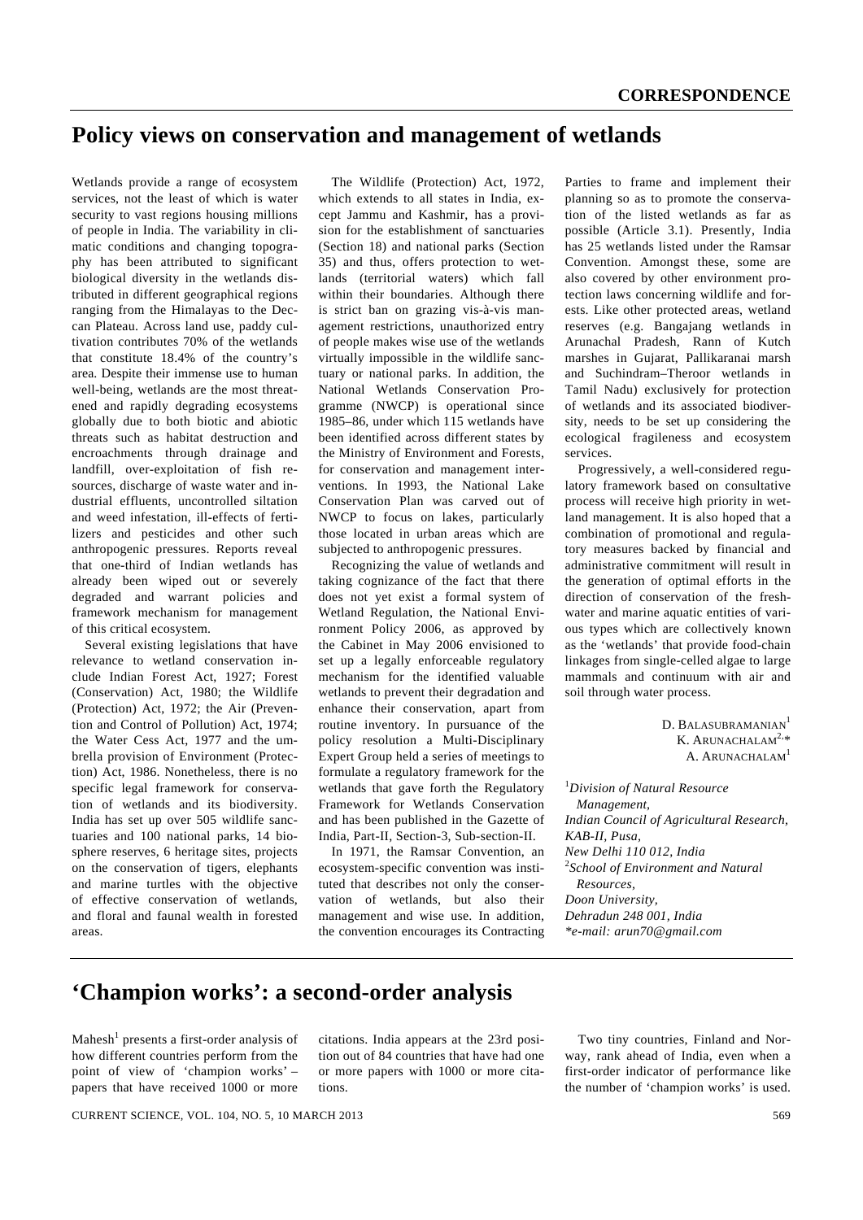## CORRESPONDENCE

# Policy views on conservation and management of wetlands

Wetlands provide a range of ecosystem services, not the least of which is water security to vast regions housing millions of people in India. The variability in climatic conditions and changing topography has been attributed to significant biological diversity in the wetlands distributed in different geographical regions ranging from the Himalayas to the Deccan Plateau. Across land use, paddy cultivation contributes 70% of the wetlands that constitute 18.4% of the country's area. Despite their immense use to human well-being, wetlands are the most threatened and rapidly degrading ecosystems globally due to both biotic and abiotic threats such as habitat destruction and encroachments through drainage and landfill, over-exploitation of fish resources, discharge of waste water and industrial effluents, uncontrolled siltation and weed infestation, ill-effects of fertilizers and pesticides and other such anthropogenic pressures. Reports reveal that one-third of Indian wetlands has already been wiped out or severely degraded and warrant policies and framework mechanism for management of this critical ecosystem.

Several existing legislations that have relevance to wetland conservation include Indian Forest Act, 1927; Forest (Conservation) Act, 1980; the Wildlife (Protection) Act, 1972; the Air (Prevention and Control of Pollution) Act, 1974; the Water Cess Act, 1977 and the umbrella provision of Environment (Protection) Act, 1986. Nonetheless, there is no specific legal framework for conservation of wetlands and its biodiversity. India has set up over 505 wildlife sanctuaries and 100 national parks, 14 biosphere reserves, 6 heritage sites, projects on the conservation of tigers, elephants and marine turtles with the objective of effective conservation of wetlands, and floral and faunal wealth in forested areas.

The Wildlife (Protection) Act, 1972, which extends to all states in India, except Jammu and Kashmir, has a provision for the establishment of sanctuaries (Section 18) and national parks (Section 35) and thus, offers protection to wetlands (territorial waters) which fall within their boundaries. Although there is strict ban on grazing vis-à-vis management restrictions, unauthorized entry of people makes wise use of the wetlands virtually impossible in the wildlife sanctuary or national parks. In addition, the National Wetlands Conservation Programme (NWCP) is operational since 1985–86, under which 115 wetlands have been identified across different states by the Ministry of Environment and Forests, for conservation and management interventions. In 1993, the National Lake Conservation Plan was carved out of NWCP to focus on lakes, particularly those located in urban areas which are subjected to anthropogenic pressures.

Recognizing the value of wetlands and taking cognizance of the fact that there does not yet exist a formal system of Wetland Regulation, the National Environment Policy 2006, as approved by the Cabinet in May 2006 envisioned to set up a legally enforceable regulatory mechanism for the identified valuable wetlands to prevent their degradation and enhance their conservation, apart from routine inventory. In pursuance of the policy resolution a Multi-Disciplinary Expert Group held a series of meetings to formulate a regulatory framework for the wetlands that gave forth the Regulatory Framework for Wetlands Conservation and has been published in the Gazette of India, Part-II, Section-3, Sub-section-II.

In 1971, the Ramsar Convention, an ecosystem-specific convention was instituted that describes not only the conservation of wetlands, but also their management and wise use. In addition, the convention encourages its Contracting Parties to frame and implement their planning so as to promote the conservation of the listed wetlands as far as possible (Article 3.1). Presently, India has 25 wetlands listed under the Ramsar Convention. Amongst these, some are also covered by other environment protection laws concerning wildlife and forests. Like other protected areas, wetland reserves (e.g. Bangajang wetlands in Arunachal Pradesh, Rann of Kutch marshes in Gujarat, Pallikaranai marsh and Suchindram–Theroor wetlands in Tamil Nadu) exclusively for protection of wetlands and its associated biodiversity, needs to be set up considering the ecological fragileness and ecosystem services.

Progressively, a well-considered regulatory framework based on consultative process will receive high priority in wetland management. It is also hoped that a combination of promotional and regulatory measures backed by financial and administrative commitment will result in the generation of optimal efforts in the direction of conservation of the freshwater and marine aquatic entities of various types which are collectively known as the 'wetlands' that provide food-chain linkages from single-celled algae to large mammals and continuum with air and soil through water process.

D. Balasubramanian[1]
K. Arunachalam[2,*]
A. Arunachalam[1]

[1]*Division of Natural Resource Management,*
*Indian Council of Agricultural Research,*
*KAB-II, Pusa,*
*New Delhi 110 012, India*
[2]*School of Environment and Natural Resources,*
*Doon University,*
*Dehradun 248 001, India*
*\*e-mail: arun70@gmail.com*

# 'Champion works': a second-order analysis

Mahesh[1] presents a first-order analysis of how different countries perform from the point of view of 'champion works' – papers that have received 1000 or more citations. India appears at the 23rd position out of 84 countries that have had one or more papers with 1000 or more citations.

Two tiny countries, Finland and Norway, rank ahead of India, even when a first-order indicator of performance like the number of 'champion works' is used.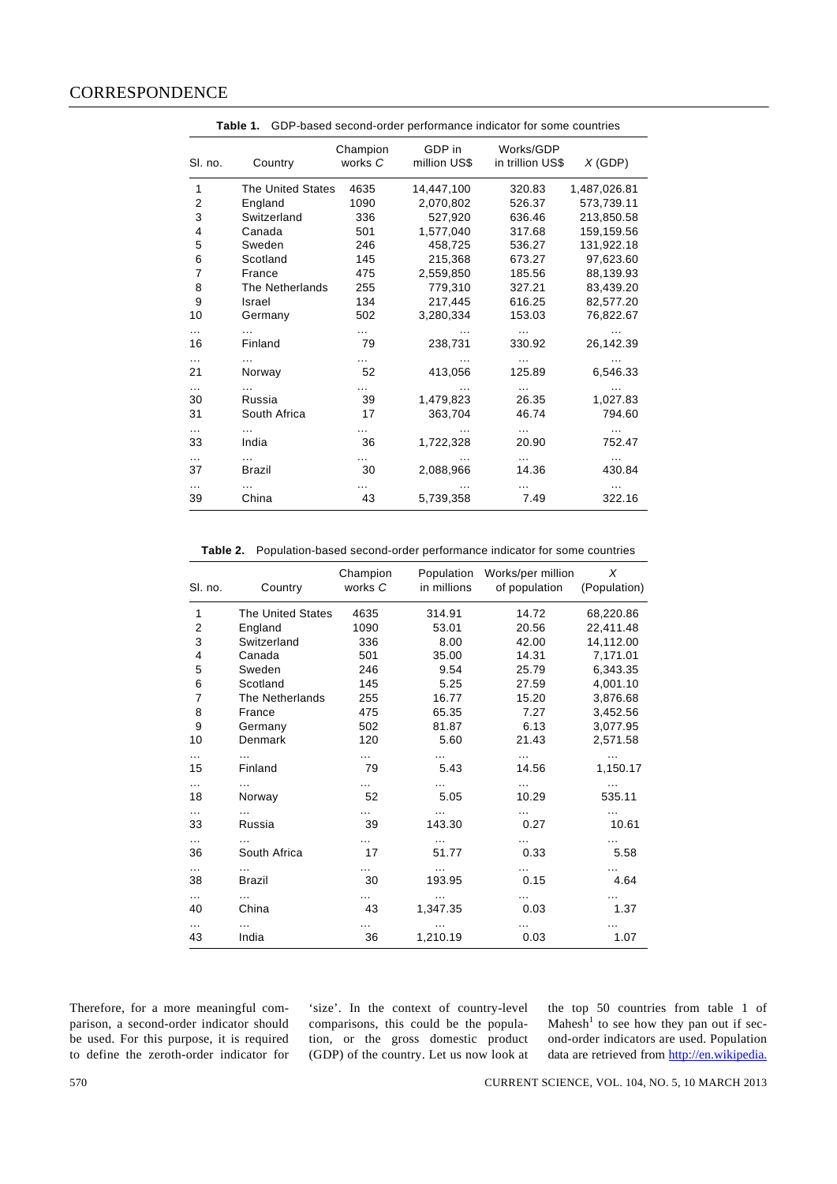**Table 1.** GDP-based second-order performance indicator for some countries

| Sl. no. | Country | Champion works $C$ | GDP in million US$ | Works/GDP in trillion US$ | $X$ (GDP) |
|---|---|---|---|---|---|
| 1 | The United States | 4635 | 14,447,100 | 320.83 | 1,487,026.81 |
| 2 | England | 1090 | 2,070,802 | 526.37 | 573,739.11 |
| 3 | Switzerland | 336 | 527,920 | 636.46 | 213,850.58 |
| 4 | Canada | 501 | 1,577,040 | 317.68 | 159,159.56 |
| 5 | Sweden | 246 | 458,725 | 536.27 | 131,922.18 |
| 6 | Scotland | 145 | 215,368 | 673.27 | 97,623.60 |
| 7 | France | 475 | 2,559,850 | 185.56 | 88,139.93 |
| 8 | The Netherlands | 255 | 779,310 | 327.21 | 83,439.20 |
| 9 | Israel | 134 | 217,445 | 616.25 | 82,577.20 |
| 10 | Germany | 502 | 3,280,334 | 153.03 | 76,822.67 |
| … | … | … | … | … | … |
| 16 | Finland | 79 | 238,731 | 330.92 | 26,142.39 |
| … | … | … | … | … | … |
| 21 | Norway | 52 | 413,056 | 125.89 | 6,546.33 |
| … | … | … | … | … | … |
| 30 | Russia | 39 | 1,479,823 | 26.35 | 1,027.83 |
| 31 | South Africa | 17 | 363,704 | 46.74 | 794.60 |
| … | … | … | … | … | … |
| 33 | India | 36 | 1,722,328 | 20.90 | 752.47 |
| … | … | … | … | … | … |
| 37 | Brazil | 30 | 2,088,966 | 14.36 | 430.84 |
| … | … | … | … | … | … |
| 39 | China | 43 | 5,739,358 | 7.49 | 322.16 |

**Table 2.** Population-based second-order performance indicator for some countries

| Sl. no. | Country | Champion works $C$ | Population in millions | Works/per million of population | $X$ (Population) |
|---|---|---|---|---|---|
| 1 | The United States | 4635 | 314.91 | 14.72 | 68,220.86 |
| 2 | England | 1090 | 53.01 | 20.56 | 22,411.48 |
| 3 | Switzerland | 336 | 8.00 | 42.00 | 14,112.00 |
| 4 | Canada | 501 | 35.00 | 14.31 | 7,171.01 |
| 5 | Sweden | 246 | 9.54 | 25.79 | 6,343.35 |
| 6 | Scotland | 145 | 5.25 | 27.59 | 4,001.10 |
| 7 | The Netherlands | 255 | 16.77 | 15.20 | 3,876.68 |
| 8 | France | 475 | 65.35 | 7.27 | 3,452.56 |
| 9 | Germany | 502 | 81.87 | 6.13 | 3,077.95 |
| 10 | Denmark | 120 | 5.60 | 21.43 | 2,571.58 |
| … | … | … | … | … | … |
| 15 | Finland | 79 | 5.43 | 14.56 | 1,150.17 |
| … | … | … | … | … | … |
| 18 | Norway | 52 | 5.05 | 10.29 | 535.11 |
| … | … | … | … | … | … |
| 33 | Russia | 39 | 143.30 | 0.27 | 10.61 |
| … | … | … | … | … | … |
| 36 | South Africa | 17 | 51.77 | 0.33 | 5.58 |
| … | … | … | … | … | … |
| 38 | Brazil | 30 | 193.95 | 0.15 | 4.64 |
| … | … | … | … | … | … |
| 40 | China | 43 | 1,347.35 | 0.03 | 1.37 |
| … | … | … | … | … | … |
| 43 | India | 36 | 1,210.19 | 0.03 | 1.07 |

Therefore, for a more meaningful comparison, a second-order indicator should be used. For this purpose, it is required to define the zeroth-order indicator for 'size'. In the context of country-level comparisons, this could be the population, or the gross domestic product (GDP) of the country. Let us now look at the top 50 countries from table 1 of Mahesh[1] to see how they pan out if second-order indicators are used. Population data are retrieved from http://en.wikipedia.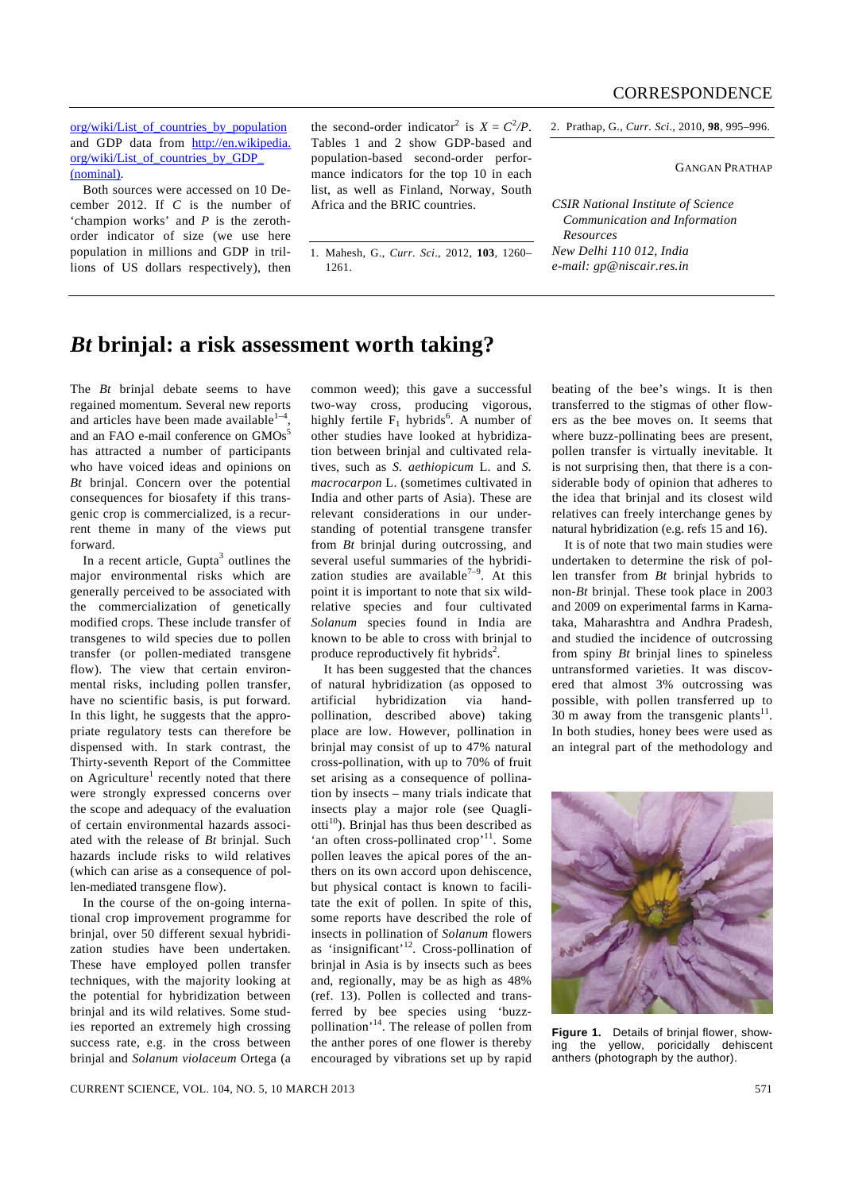org/wiki/List_of_countries_by_population and GDP data from http://en.wikipedia.org/wiki/List_of_countries_by_GDP_(nominal).

Both sources were accessed on 10 December 2012. If $C$ is the number of 'champion works' and $P$ is the zeroth-order indicator of size (we use here population in millions and GDP in trillions of US dollars respectively), then the second-order indicator[2] is $X = C^2/P$. Tables 1 and 2 show GDP-based and population-based second-order performance indicators for the top 10 in each list, as well as Finland, Norway, South Africa and the BRIC countries.

1. Mahesh, G., *Curr. Sci*., 2012, **103**, 1260–1261.
2. Prathap, G., *Curr. Sci*., 2010, **98**, 995–996.

GANGAN PRATHAP

*CSIR National Institute of Science Communication and Information Resources*
*New Delhi 110 012, India*
*e-mail: gp@niscair.res.in*

## *Bt* brinjal: a risk assessment worth taking?

The *Bt* brinjal debate seems to have regained momentum. Several new reports and articles have been made available[1–4], and an FAO e-mail conference on GMOs[5] has attracted a number of participants who have voiced ideas and opinions on *Bt* brinjal. Concern over the potential consequences for biosafety if this transgenic crop is commercialized, is a recurrent theme in many of the views put forward.

In a recent article, Gupta[3] outlines the major environmental risks which are generally perceived to be associated with the commercialization of genetically modified crops. These include transfer of transgenes to wild species due to pollen transfer (or pollen-mediated transgene flow). The view that certain environmental risks, including pollen transfer, have no scientific basis, is put forward. In this light, he suggests that the appropriate regulatory tests can therefore be dispensed with. In stark contrast, the Thirty-seventh Report of the Committee on Agriculture[1] recently noted that there were strongly expressed concerns over the scope and adequacy of the evaluation of certain environmental hazards associated with the release of *Bt* brinjal. Such hazards include risks to wild relatives (which can arise as a consequence of pollen-mediated transgene flow).

In the course of the on-going international crop improvement programme for brinjal, over 50 different sexual hybridization studies have been undertaken. These have employed pollen transfer techniques, with the majority looking at the potential for hybridization between brinjal and its wild relatives. Some studies reported an extremely high crossing success rate, e.g. in the cross between brinjal and *Solanum violaceum* Ortega (a common weed); this gave a successful two-way cross, producing vigorous, highly fertile $F_1$ hybrids[6]. A number of other studies have looked at hybridization between brinjal and cultivated relatives, such as *S. aethiopicum* L. and *S. macrocarpon* L. (sometimes cultivated in India and other parts of Asia). These are relevant considerations in our understanding of potential transgene transfer from *Bt* brinjal during outcrossing, and several useful summaries of the hybridization studies are available[7–9]. At this point it is important to note that six wild-relative species and four cultivated *Solanum* species found in India are known to be able to cross with brinjal to produce reproductively fit hybrids[2].

It has been suggested that the chances of natural hybridization (as opposed to artificial hybridization via hand-pollination, described above) taking place are low. However, pollination in brinjal may consist of up to 47% natural cross-pollination, with up to 70% of fruit set arising as a consequence of pollination by insects – many trials indicate that insects play a major role (see Quagliotti[10]). Brinjal has thus been described as 'an often cross-pollinated crop'[11]. Some pollen leaves the apical pores of the anthers on its own accord upon dehiscence, but physical contact is known to facilitate the exit of pollen. In spite of this, some reports have described the role of insects in pollination of *Solanum* flowers as 'insignificant'[12]. Cross-pollination of brinjal in Asia is by insects such as bees and, regionally, may be as high as 48% (ref. 13). Pollen is collected and transferred by bee species using 'buzz-pollination'[14]. The release of pollen from the anther pores of one flower is thereby encouraged by vibrations set up by rapid beating of the bee's wings. It is then transferred to the stigmas of other flowers as the bee moves on. It seems that where buzz-pollinating bees are present, pollen transfer is virtually inevitable. It is not surprising then, that there is a considerable body of opinion that adheres to the idea that brinjal and its closest wild relatives can freely interchange genes by natural hybridization (e.g. refs 15 and 16).

It is of note that two main studies were undertaken to determine the risk of pollen transfer from *Bt* brinjal hybrids to non-*Bt* brinjal. These took place in 2003 and 2009 on experimental farms in Karnataka, Maharashtra and Andhra Pradesh, and studied the incidence of outcrossing from spiny *Bt* brinjal lines to spineless untransformed varieties. It was discovered that almost 3% outcrossing was possible, with pollen transferred up to 30 m away from the transgenic plants[11]. In both studies, honey bees were used as an integral part of the methodology and

**Figure 1.** Details of brinjal flower, showing the yellow, poricidally dehiscent anthers (photograph by the author).